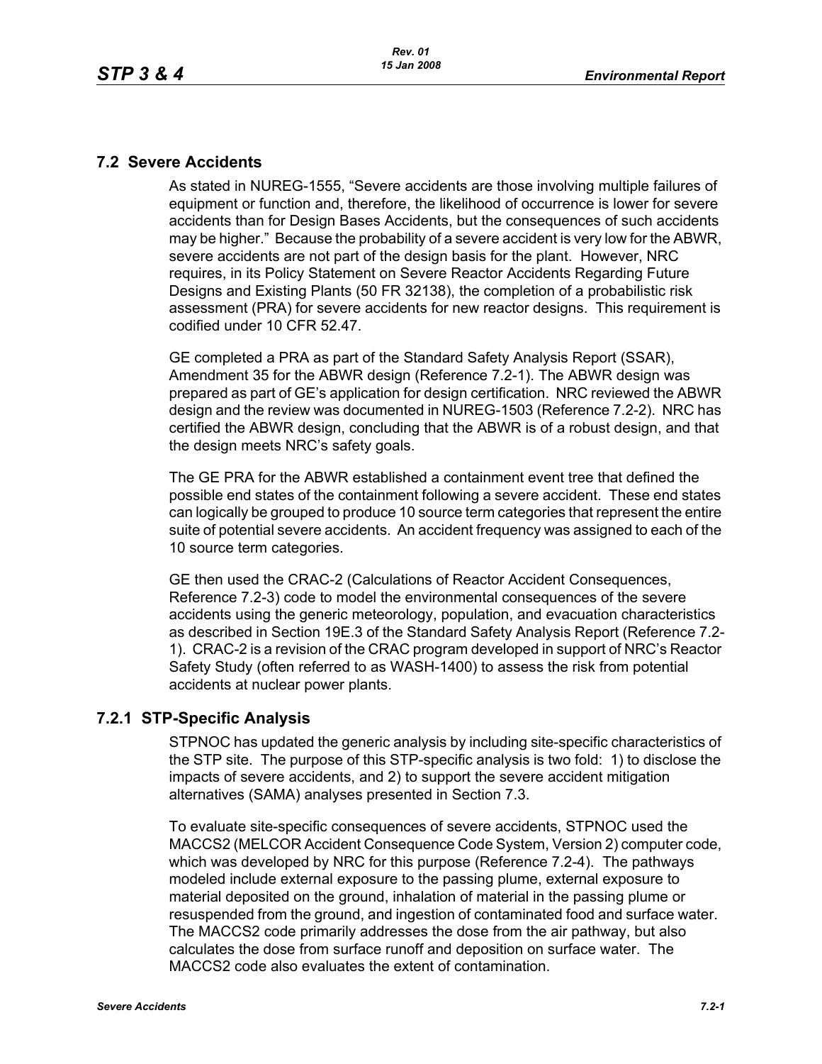## 7.2 Severe Accidents

As stated in NUREG-1555, "Severe accidents are those involving multiple failures of equipment or function and, therefore, the likelihood of occurrence is lower for severe accidents than for Design Bases Accidents, but the consequences of such accidents may be higher." Because the probability of a severe accident is very low for the ABWR, severe accidents are not part of the design basis for the plant. However, NRC requires, in its Policy Statement on Severe Reactor Accidents Regarding Future Designs and Existing Plants (50 FR 32138), the completion of a probabilistic risk assessment (PRA) for severe accidents for new reactor designs. This requirement is codified under 10 CFR 52.47.

GE completed a PRA as part of the Standard Safety Analysis Report (SSAR), Amendment 35 for the ABWR design (Reference 7.2-1). The ABWR design was prepared as part of GE's application for design certification. NRC reviewed the ABWR design and the review was documented in NUREG-1503 (Reference 7.2-2). NRC has certified the ABWR design, concluding that the ABWR is of a robust design, and that the design meets NRC's safety goals.

The GE PRA for the ABWR established a containment event tree that defined the possible end states of the containment following a severe accident. These end states can logically be grouped to produce 10 source term categories that represent the entire suite of potential severe accidents. An accident frequency was assigned to each of the 10 source term categories.

GE then used the CRAC-2 (Calculations of Reactor Accident Consequences, Reference 7.2-3) code to model the environmental consequences of the severe accidents using the generic meteorology, population, and evacuation characteristics as described in Section 19E.3 of the Standard Safety Analysis Report (Reference 7.2-1). CRAC-2 is a revision of the CRAC program developed in support of NRC's Reactor Safety Study (often referred to as WASH-1400) to assess the risk from potential accidents at nuclear power plants.

### 7.2.1 STP-Specific Analysis

STPNOC has updated the generic analysis by including site-specific characteristics of the STP site. The purpose of this STP-specific analysis is two fold: 1) to disclose the impacts of severe accidents, and 2) to support the severe accident mitigation alternatives (SAMA) analyses presented in Section 7.3.

To evaluate site-specific consequences of severe accidents, STPNOC used the MACCS2 (MELCOR Accident Consequence Code System, Version 2) computer code, which was developed by NRC for this purpose (Reference 7.2-4). The pathways modeled include external exposure to the passing plume, external exposure to material deposited on the ground, inhalation of material in the passing plume or resuspended from the ground, and ingestion of contaminated food and surface water. The MACCS2 code primarily addresses the dose from the air pathway, but also calculates the dose from surface runoff and deposition on surface water. The MACCS2 code also evaluates the extent of contamination.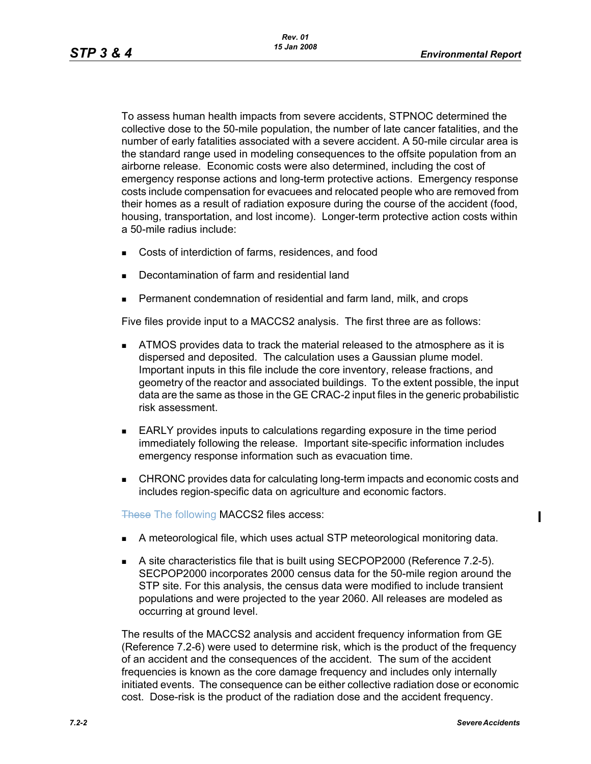To assess human health impacts from severe accidents, STPNOC determined the collective dose to the 50-mile population, the number of late cancer fatalities, and the number of early fatalities associated with a severe accident. A 50-mile circular area is the standard range used in modeling consequences to the offsite population from an airborne release. Economic costs were also determined, including the cost of emergency response actions and long-term protective actions. Emergency response costs include compensation for evacuees and relocated people who are removed from their homes as a result of radiation exposure during the course of the accident (food, housing, transportation, and lost income). Longer-term protective action costs within a 50-mile radius include:

- Costs of interdiction of farms, residences, and food
- Decontamination of farm and residential land
- Permanent condemnation of residential and farm land, milk, and crops

Five files provide input to a MACCS2 analysis. The first three are as follows:

- ATMOS provides data to track the material released to the atmosphere as it is dispersed and deposited. The calculation uses a Gaussian plume model. Important inputs in this file include the core inventory, release fractions, and geometry of the reactor and associated buildings. To the extent possible, the input data are the same as those in the GE CRAC-2 input files in the generic probabilistic risk assessment.
- EARLY provides inputs to calculations regarding exposure in the time period immediately following the release. Important site-specific information includes emergency response information such as evacuation time.
- CHRONC provides data for calculating long-term impacts and economic costs and includes region-specific data on agriculture and economic factors.

~~These~~ The following MACCS2 files access:

- A meteorological file, which uses actual STP meteorological monitoring data.
- A site characteristics file that is built using SECPOP2000 (Reference 7.2-5). SECPOP2000 incorporates 2000 census data for the 50-mile region around the STP site. For this analysis, the census data were modified to include transient populations and were projected to the year 2060. All releases are modeled as occurring at ground level.

The results of the MACCS2 analysis and accident frequency information from GE (Reference 7.2-6) were used to determine risk, which is the product of the frequency of an accident and the consequences of the accident. The sum of the accident frequencies is known as the core damage frequency and includes only internally initiated events. The consequence can be either collective radiation dose or economic cost. Dose-risk is the product of the radiation dose and the accident frequency.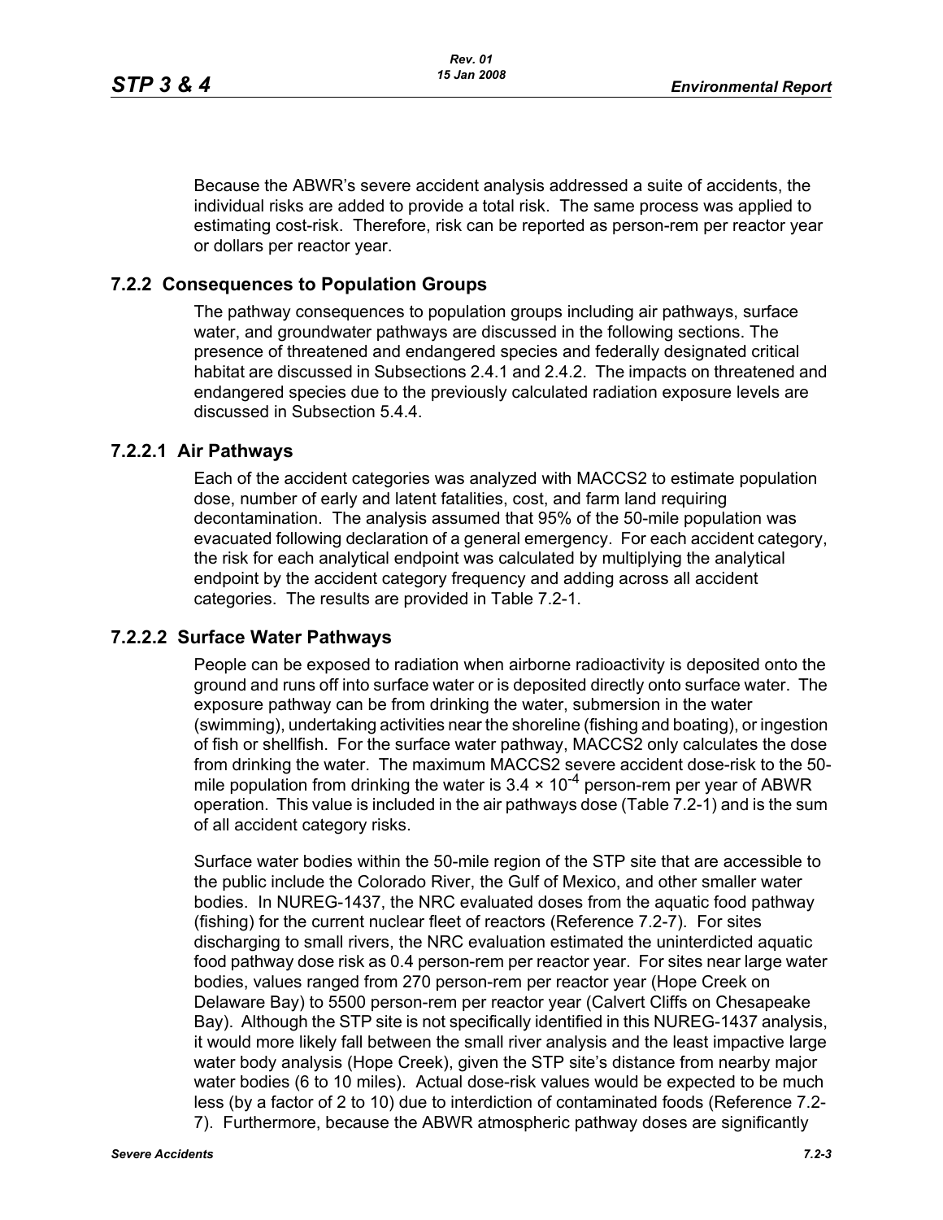Because the ABWR's severe accident analysis addressed a suite of accidents, the individual risks are added to provide a total risk. The same process was applied to estimating cost-risk. Therefore, risk can be reported as person-rem per reactor year or dollars per reactor year.

## 7.2.2 Consequences to Population Groups

The pathway consequences to population groups including air pathways, surface water, and groundwater pathways are discussed in the following sections. The presence of threatened and endangered species and federally designated critical habitat are discussed in Subsections 2.4.1 and 2.4.2. The impacts on threatened and endangered species due to the previously calculated radiation exposure levels are discussed in Subsection 5.4.4.

### 7.2.2.1 Air Pathways

Each of the accident categories was analyzed with MACCS2 to estimate population dose, number of early and latent fatalities, cost, and farm land requiring decontamination. The analysis assumed that 95% of the 50-mile population was evacuated following declaration of a general emergency. For each accident category, the risk for each analytical endpoint was calculated by multiplying the analytical endpoint by the accident category frequency and adding across all accident categories. The results are provided in Table 7.2-1.

### 7.2.2.2 Surface Water Pathways

People can be exposed to radiation when airborne radioactivity is deposited onto the ground and runs off into surface water or is deposited directly onto surface water. The exposure pathway can be from drinking the water, submersion in the water (swimming), undertaking activities near the shoreline (fishing and boating), or ingestion of fish or shellfish. For the surface water pathway, MACCS2 only calculates the dose from drinking the water. The maximum MACCS2 severe accident dose-risk to the 50-mile population from drinking the water is $3.4 \times 10^{-4}$ person-rem per year of ABWR operation. This value is included in the air pathways dose (Table 7.2-1) and is the sum of all accident category risks.

Surface water bodies within the 50-mile region of the STP site that are accessible to the public include the Colorado River, the Gulf of Mexico, and other smaller water bodies. In NUREG-1437, the NRC evaluated doses from the aquatic food pathway (fishing) for the current nuclear fleet of reactors (Reference 7.2-7). For sites discharging to small rivers, the NRC evaluation estimated the uninterdicted aquatic food pathway dose risk as 0.4 person-rem per reactor year. For sites near large water bodies, values ranged from 270 person-rem per reactor year (Hope Creek on Delaware Bay) to 5500 person-rem per reactor year (Calvert Cliffs on Chesapeake Bay). Although the STP site is not specifically identified in this NUREG-1437 analysis, it would more likely fall between the small river analysis and the least impactive large water body analysis (Hope Creek), given the STP site's distance from nearby major water bodies (6 to 10 miles). Actual dose-risk values would be expected to be much less (by a factor of 2 to 10) due to interdiction of contaminated foods (Reference 7.2-7). Furthermore, because the ABWR atmospheric pathway doses are significantly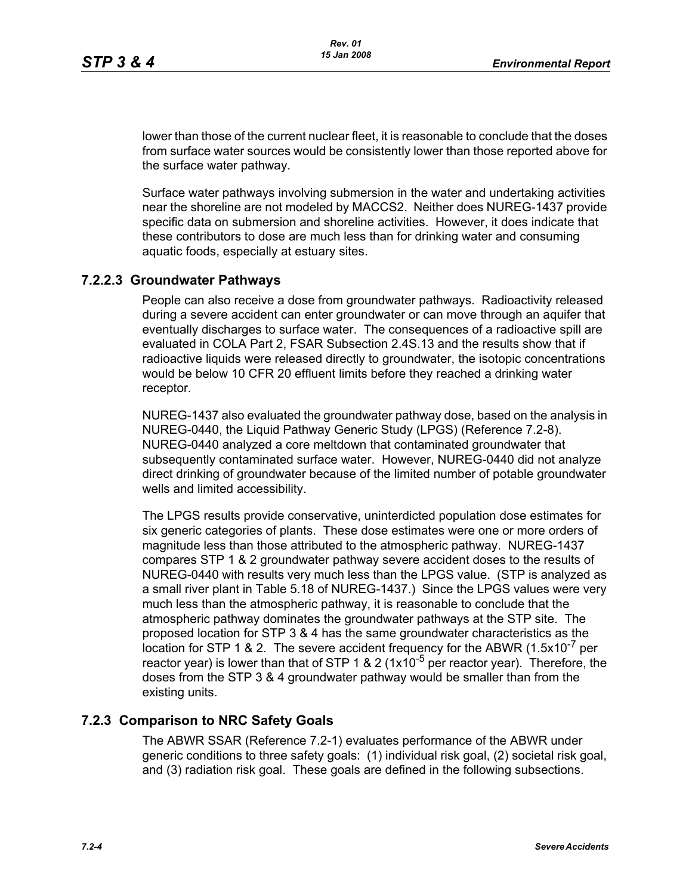lower than those of the current nuclear fleet, it is reasonable to conclude that the doses from surface water sources would be consistently lower than those reported above for the surface water pathway.

Surface water pathways involving submersion in the water and undertaking activities near the shoreline are not modeled by MACCS2. Neither does NUREG-1437 provide specific data on submersion and shoreline activities. However, it does indicate that these contributors to dose are much less than for drinking water and consuming aquatic foods, especially at estuary sites.

### 7.2.2.3 Groundwater Pathways

People can also receive a dose from groundwater pathways. Radioactivity released during a severe accident can enter groundwater or can move through an aquifer that eventually discharges to surface water. The consequences of a radioactive spill are evaluated in COLA Part 2, FSAR Subsection 2.4S.13 and the results show that if radioactive liquids were released directly to groundwater, the isotopic concentrations would be below 10 CFR 20 effluent limits before they reached a drinking water receptor.

NUREG-1437 also evaluated the groundwater pathway dose, based on the analysis in NUREG-0440, the Liquid Pathway Generic Study (LPGS) (Reference 7.2-8). NUREG-0440 analyzed a core meltdown that contaminated groundwater that subsequently contaminated surface water. However, NUREG-0440 did not analyze direct drinking of groundwater because of the limited number of potable groundwater wells and limited accessibility.

The LPGS results provide conservative, uninterdicted population dose estimates for six generic categories of plants. These dose estimates were one or more orders of magnitude less than those attributed to the atmospheric pathway. NUREG-1437 compares STP 1 & 2 groundwater pathway severe accident doses to the results of NUREG-0440 with results very much less than the LPGS value. (STP is analyzed as a small river plant in Table 5.18 of NUREG-1437.) Since the LPGS values were very much less than the atmospheric pathway, it is reasonable to conclude that the atmospheric pathway dominates the groundwater pathways at the STP site. The proposed location for STP 3 & 4 has the same groundwater characteristics as the location for STP 1 & 2. The severe accident frequency for the ABWR ($1.5 \times 10^{-7}$ per reactor year) is lower than that of STP 1 & 2 ($1 \times 10^{-5}$ per reactor year). Therefore, the doses from the STP 3 & 4 groundwater pathway would be smaller than from the existing units.

## 7.2.3 Comparison to NRC Safety Goals

The ABWR SSAR (Reference 7.2-1) evaluates performance of the ABWR under generic conditions to three safety goals: (1) individual risk goal, (2) societal risk goal, and (3) radiation risk goal. These goals are defined in the following subsections.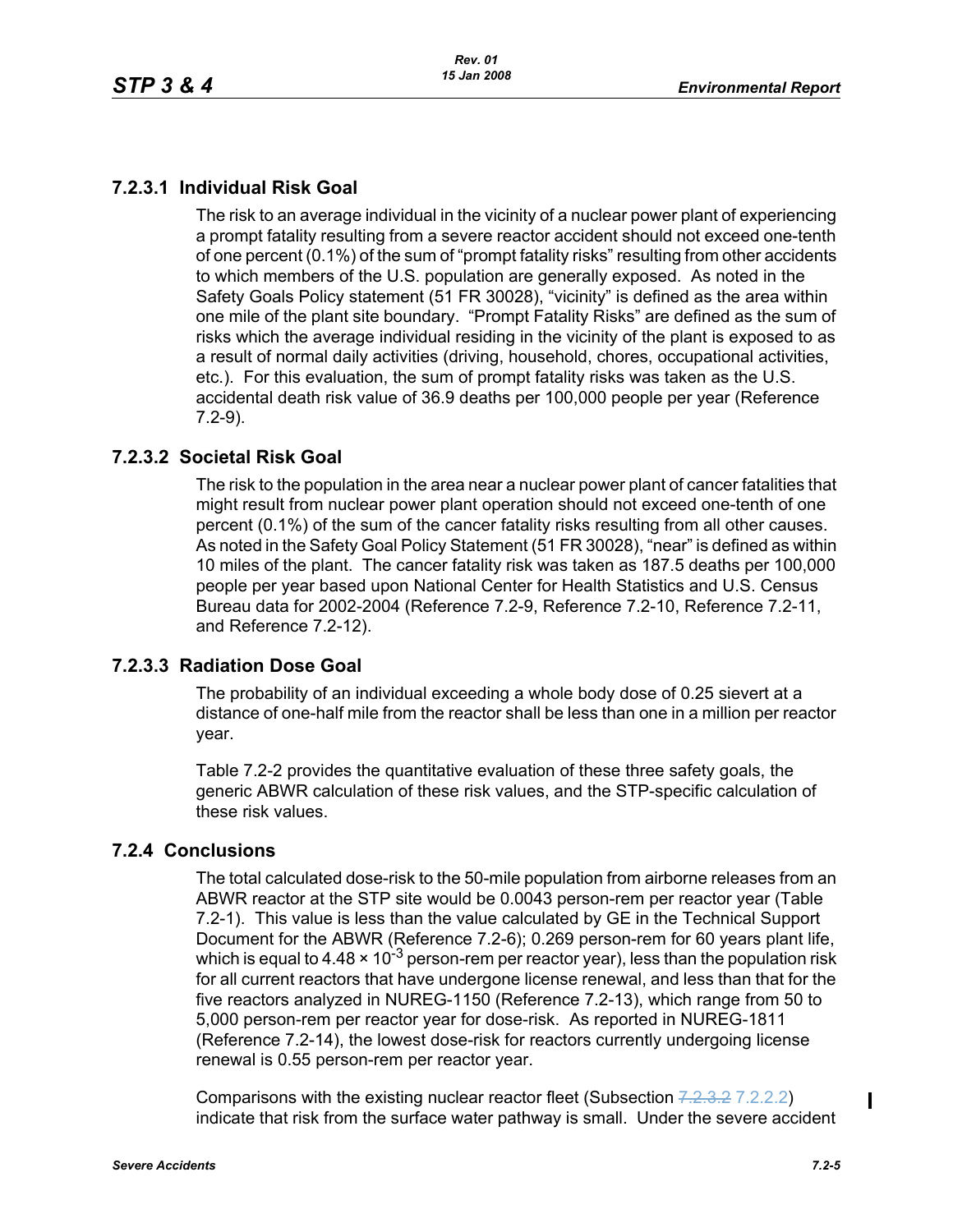### 7.2.3.1 Individual Risk Goal

The risk to an average individual in the vicinity of a nuclear power plant of experiencing a prompt fatality resulting from a severe reactor accident should not exceed one-tenth of one percent (0.1%) of the sum of "prompt fatality risks" resulting from other accidents to which members of the U.S. population are generally exposed. As noted in the Safety Goals Policy statement (51 FR 30028), "vicinity" is defined as the area within one mile of the plant site boundary. "Prompt Fatality Risks" are defined as the sum of risks which the average individual residing in the vicinity of the plant is exposed to as a result of normal daily activities (driving, household, chores, occupational activities, etc.). For this evaluation, the sum of prompt fatality risks was taken as the U.S. accidental death risk value of 36.9 deaths per 100,000 people per year (Reference 7.2-9).

### 7.2.3.2 Societal Risk Goal

The risk to the population in the area near a nuclear power plant of cancer fatalities that might result from nuclear power plant operation should not exceed one-tenth of one percent (0.1%) of the sum of the cancer fatality risks resulting from all other causes. As noted in the Safety Goal Policy Statement (51 FR 30028), "near" is defined as within 10 miles of the plant. The cancer fatality risk was taken as 187.5 deaths per 100,000 people per year based upon National Center for Health Statistics and U.S. Census Bureau data for 2002-2004 (Reference 7.2-9, Reference 7.2-10, Reference 7.2-11, and Reference 7.2-12).

### 7.2.3.3 Radiation Dose Goal

The probability of an individual exceeding a whole body dose of 0.25 sievert at a distance of one-half mile from the reactor shall be less than one in a million per reactor year.

Table 7.2-2 provides the quantitative evaluation of these three safety goals, the generic ABWR calculation of these risk values, and the STP-specific calculation of these risk values.

## 7.2.4 Conclusions

The total calculated dose-risk to the 50-mile population from airborne releases from an ABWR reactor at the STP site would be 0.0043 person-rem per reactor year (Table 7.2-1). This value is less than the value calculated by GE in the Technical Support Document for the ABWR (Reference 7.2-6); 0.269 person-rem for 60 years plant life, which is equal to $4.48 \times 10^{-3}$ person-rem per reactor year), less than the population risk for all current reactors that have undergone license renewal, and less than that for the five reactors analyzed in NUREG-1150 (Reference 7.2-13), which range from 50 to 5,000 person-rem per reactor year for dose-risk. As reported in NUREG-1811 (Reference 7.2-14), the lowest dose-risk for reactors currently undergoing license renewal is 0.55 person-rem per reactor year.

Comparisons with the existing nuclear reactor fleet (Subsection ~~7.2.3.2~~ 7.2.2.2) indicate that risk from the surface water pathway is small. Under the severe accident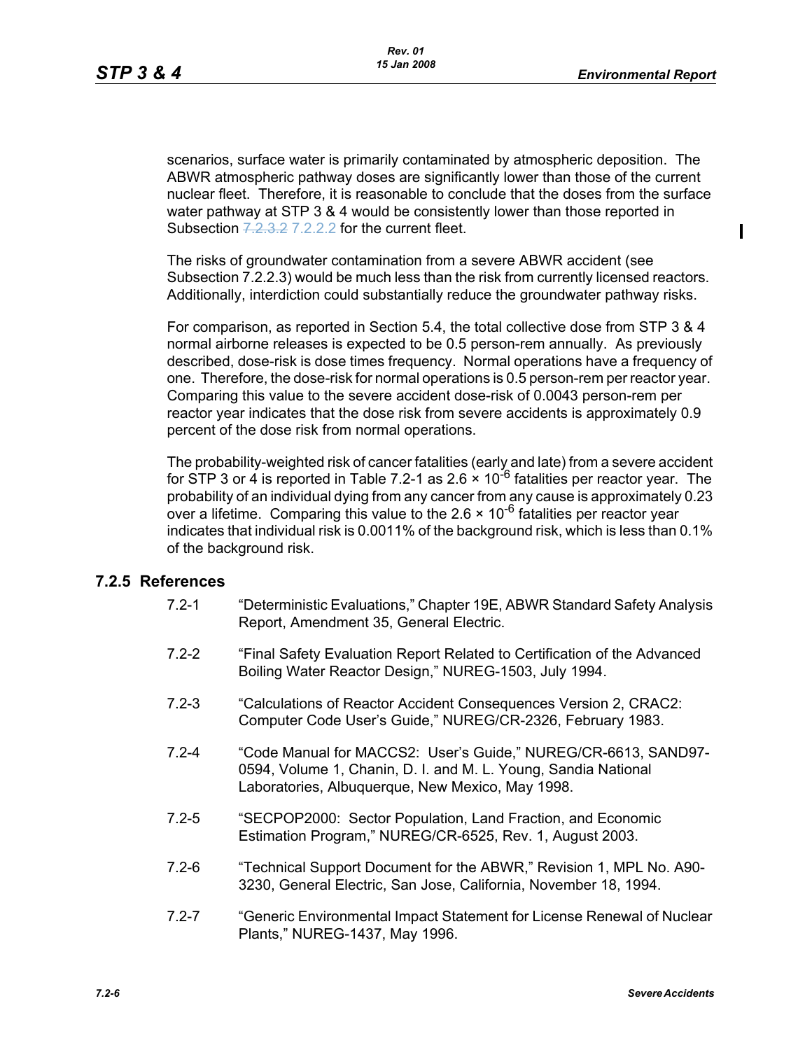scenarios, surface water is primarily contaminated by atmospheric deposition. The ABWR atmospheric pathway doses are significantly lower than those of the current nuclear fleet. Therefore, it is reasonable to conclude that the doses from the surface water pathway at STP 3 & 4 would be consistently lower than those reported in Subsection ~~7.2.3.2~~ 7.2.2.2 for the current fleet.

The risks of groundwater contamination from a severe ABWR accident (see Subsection 7.2.2.3) would be much less than the risk from currently licensed reactors. Additionally, interdiction could substantially reduce the groundwater pathway risks.

For comparison, as reported in Section 5.4, the total collective dose from STP 3 & 4 normal airborne releases is expected to be 0.5 person-rem annually. As previously described, dose-risk is dose times frequency. Normal operations have a frequency of one. Therefore, the dose-risk for normal operations is 0.5 person-rem per reactor year. Comparing this value to the severe accident dose-risk of 0.0043 person-rem per reactor year indicates that the dose risk from severe accidents is approximately 0.9 percent of the dose risk from normal operations.

The probability-weighted risk of cancer fatalities (early and late) from a severe accident for STP 3 or 4 is reported in Table 7.2-1 as $2.6 \times 10^{-6}$ fatalities per reactor year. The probability of an individual dying from any cancer from any cause is approximately 0.23 over a lifetime. Comparing this value to the $2.6 \times 10^{-6}$ fatalities per reactor year indicates that individual risk is 0.0011% of the background risk, which is less than 0.1% of the background risk.

## 7.2.5 References

7.2-1 "Deterministic Evaluations," Chapter 19E, ABWR Standard Safety Analysis Report, Amendment 35, General Electric.

7.2-2 "Final Safety Evaluation Report Related to Certification of the Advanced Boiling Water Reactor Design," NUREG-1503, July 1994.

7.2-3 "Calculations of Reactor Accident Consequences Version 2, CRAC2: Computer Code User's Guide," NUREG/CR-2326, February 1983.

7.2-4 "Code Manual for MACCS2: User's Guide," NUREG/CR-6613, SAND97-0594, Volume 1, Chanin, D. I. and M. L. Young, Sandia National Laboratories, Albuquerque, New Mexico, May 1998.

7.2-5 "SECPOP2000: Sector Population, Land Fraction, and Economic Estimation Program," NUREG/CR-6525, Rev. 1, August 2003.

7.2-6 "Technical Support Document for the ABWR," Revision 1, MPL No. A90-3230, General Electric, San Jose, California, November 18, 1994.

7.2-7 "Generic Environmental Impact Statement for License Renewal of Nuclear Plants," NUREG-1437, May 1996.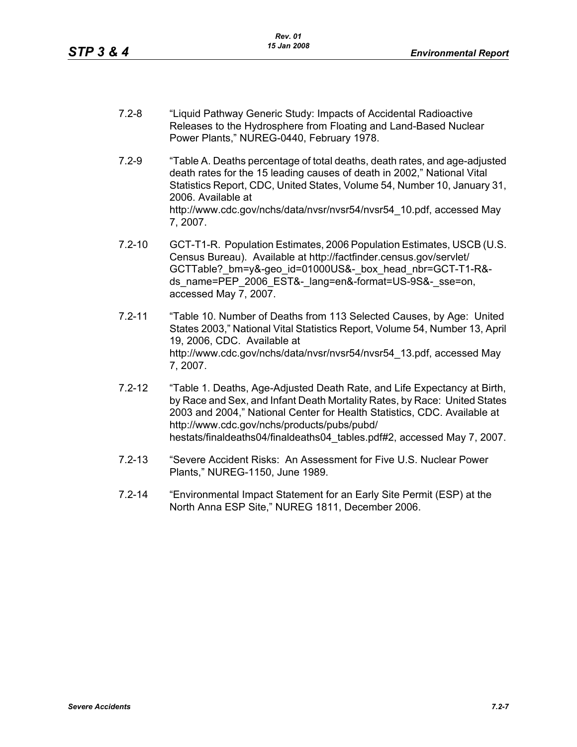7.2-8 “Liquid Pathway Generic Study: Impacts of Accidental Radioactive Releases to the Hydrosphere from Floating and Land-Based Nuclear Power Plants,” NUREG-0440, February 1978.

7.2-9 “Table A. Deaths percentage of total deaths, death rates, and age-adjusted death rates for the 15 leading causes of death in 2002,” National Vital Statistics Report, CDC, United States, Volume 54, Number 10, January 31, 2006. Available at http://www.cdc.gov/nchs/data/nvsr/nvsr54/nvsr54_10.pdf, accessed May 7, 2007.

7.2-10 GCT-T1-R. Population Estimates, 2006 Population Estimates, USCB (U.S. Census Bureau). Available at http://factfinder.census.gov/servlet/GCTTable?_bm=y&-geo_id=01000US&-_box_head_nbr=GCT-T1-R&-ds_name=PEP_2006_EST&-_lang=en&-format=US-9S&-_sse=on, accessed May 7, 2007.

7.2-11 “Table 10. Number of Deaths from 113 Selected Causes, by Age: United States 2003,” National Vital Statistics Report, Volume 54, Number 13, April 19, 2006, CDC. Available at http://www.cdc.gov/nchs/data/nvsr/nvsr54/nvsr54_13.pdf, accessed May 7, 2007.

7.2-12 “Table 1. Deaths, Age-Adjusted Death Rate, and Life Expectancy at Birth, by Race and Sex, and Infant Death Mortality Rates, by Race: United States 2003 and 2004,” National Center for Health Statistics, CDC. Available at http://www.cdc.gov/nchs/products/pubs/pubd/hestats/finaldeaths04/finaldeaths04_tables.pdf#2, accessed May 7, 2007.

7.2-13 “Severe Accident Risks: An Assessment for Five U.S. Nuclear Power Plants,” NUREG-1150, June 1989.

7.2-14 “Environmental Impact Statement for an Early Site Permit (ESP) at the North Anna ESP Site,” NUREG 1811, December 2006.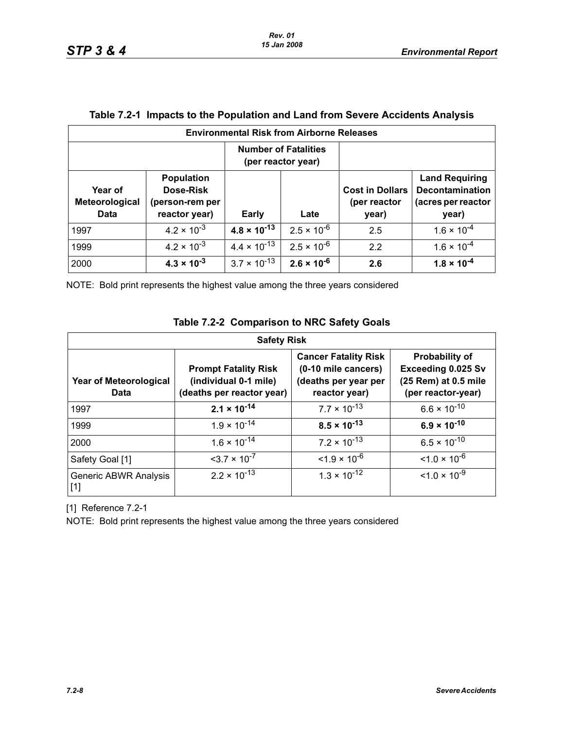**Table 7.2-1 Impacts to the Population and Land from Severe Accidents Analysis**

| Environmental Risk from Airborne Releases | | | | | |
|---|---|---|---|---|---|
| | | Number of Fatalities (per reactor year) | | | |
| Year of Meteorological Data | Population Dose-Risk (person-rem per reactor year) | Early | Late | Cost in Dollars (per reactor year) | Land Requiring Decontamination (acres per reactor year) |
| 1997 | $4.2 \times 10^{-3}$ | **$4.8 \times 10^{-13}$** | $2.5 \times 10^{-6}$ | 2.5 | $1.6 \times 10^{-4}$ |
| 1999 | $4.2 \times 10^{-3}$ | $4.4 \times 10^{-13}$ | $2.5 \times 10^{-6}$ | 2.2 | $1.6 \times 10^{-4}$ |
| 2000 | **$4.3 \times 10^{-3}$** | $3.7 \times 10^{-13}$ | **$2.6 \times 10^{-6}$** | **2.6** | **$1.8 \times 10^{-4}$** |

NOTE: Bold print represents the highest value among the three years considered

**Table 7.2-2 Comparison to NRC Safety Goals**

| Safety Risk | | | |
|---|---|---|---|
| Year of Meteorological Data | Prompt Fatality Risk (individual 0-1 mile) (deaths per reactor year) | Cancer Fatality Risk (0-10 mile cancers) (deaths per year per reactor year) | Probability of Exceeding 0.025 Sv (25 Rem) at 0.5 mile (per reactor-year) |
| 1997 | **$2.1 \times 10^{-14}$** | $7.7 \times 10^{-13}$ | $6.6 \times 10^{-10}$ |
| 1999 | $1.9 \times 10^{-14}$ | **$8.5 \times 10^{-13}$** | **$6.9 \times 10^{-10}$** |
| 2000 | $1.6 \times 10^{-14}$ | $7.2 \times 10^{-13}$ | $6.5 \times 10^{-10}$ |
| Safety Goal [1] | $<3.7 \times 10^{-7}$ | $<1.9 \times 10^{-6}$ | $<1.0 \times 10^{-6}$ |
| Generic ABWR Analysis [1] | $2.2 \times 10^{-13}$ | $1.3 \times 10^{-12}$ | $<1.0 \times 10^{-9}$ |

[1] Reference 7.2-1

NOTE: Bold print represents the highest value among the three years considered